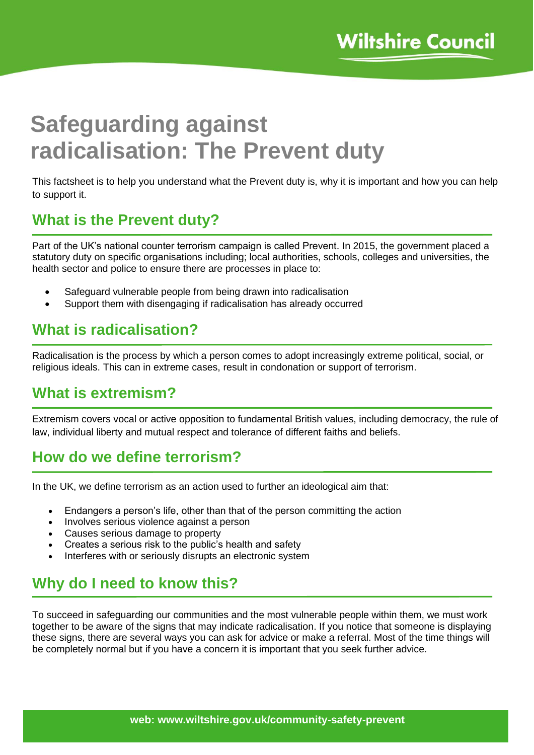# Safeguarding against radicalisation: The Prevent duty

This factsheet is to help you understand what the Prevent duty is, why it is important and how you can help to support it.

## What is the Prevent duty?

Part of the UK's national counter terrorism campaign is called Prevent. In 2015, the government placed a statutory duty on specific organisations including; local authorities, schools, colleges and universities, the health sector and police to ensure there are processes in place to:

- Safeguard vulnerable people from being drawn into radicalisation
- Support them with disengaging if radicalisation has already occurred

## What is radicalisation?

Radicalisation is the process by which a person comes to adopt increasingly extreme political, social, or religious ideals. This can in extreme cases, result in condonation or support of terrorism.

## What is extremism?

Extremism covers vocal or active opposition to fundamental British values, including democracy, the rule of law, individual liberty and mutual respect and tolerance of different faiths and beliefs.

## How do we define terrorism?

In the UK, we define terrorism as an action used to further an ideological aim that:

- Endangers a person's life, other than that of the person committing the action
- Involves serious violence against a person
- Causes serious damage to property
- Creates a serious risk to the public's health and safety
- Interferes with or seriously disrupts an electronic system

## Why do I need to know this?

To succeed in safeguarding our communities and the most vulnerable people within them, we must work together to be aware of the signs that may indicate radicalisation. If you notice that someone is displaying these signs, there are several ways you can ask for advice or make a referral. Most of the time things will be completely normal but if you have a concern it is important that you seek further advice.

**web: www.wiltshire.gov.uk/community-safety-prevent**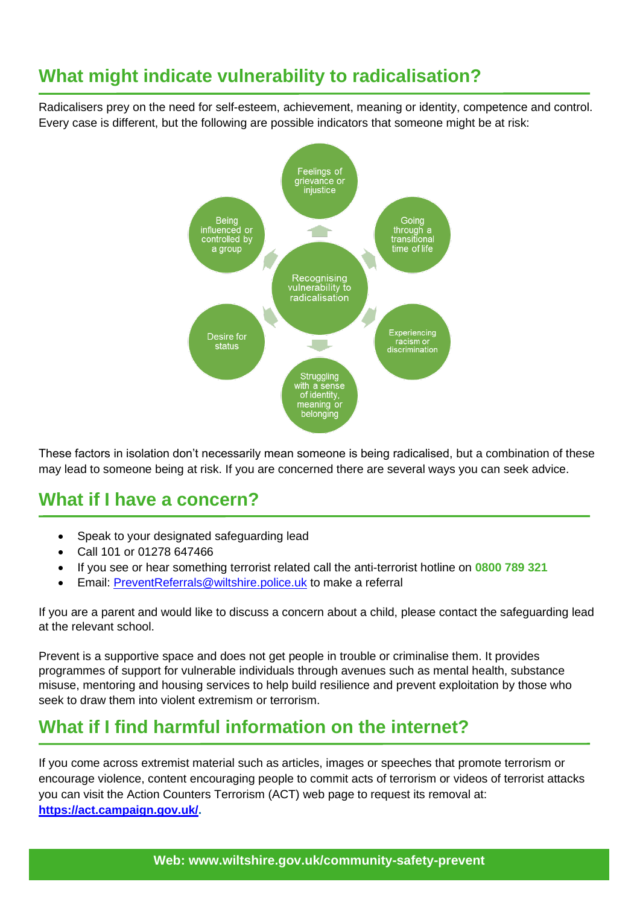## What might indicate vulnerability to radicalisation?

Radicalisers prey on the need for self-esteem, achievement, meaning or identity, competence and control. Every case is different, but the following are possible indicators that someone might be at risk:

Recognising vulnerability to radicalisation

Feelings of grievance or injustice

Going through a transitional time of life

Experiencing racism or discrimination

Struggling with a sense of identity, meaning or belonging

Desire for status

Being influenced or controlled by a group

These factors in isolation don't necessarily mean someone is being radicalised, but a combination of these may lead to someone being at risk. If you are concerned there are several ways you can seek advice.

## What if I have a concern?

- Speak to your designated safeguarding lead
- Call 101 or 01278 647466
- If you see or hear something terrorist related call the anti-terrorist hotline on **0800 789 321**
- Email: PreventReferrals@wiltshire.police.uk to make a referral

If you are a parent and would like to discuss a concern about a child, please contact the safeguarding lead at the relevant school.

Prevent is a supportive space and does not get people in trouble or criminalise them. It provides programmes of support for vulnerable individuals through avenues such as mental health, substance misuse, mentoring and housing services to help build resilience and prevent exploitation by those who seek to draw them into violent extremism or terrorism.

## What if I find harmful information on the internet?

If you come across extremist material such as articles, images or speeches that promote terrorism or encourage violence, content encouraging people to commit acts of terrorism or videos of terrorist attacks you can visit the Action Counters Terrorism (ACT) web page to request its removal at: **https://act.campaign.gov.uk/.**

**Web: www.wiltshire.gov.uk/community-safety-prevent**